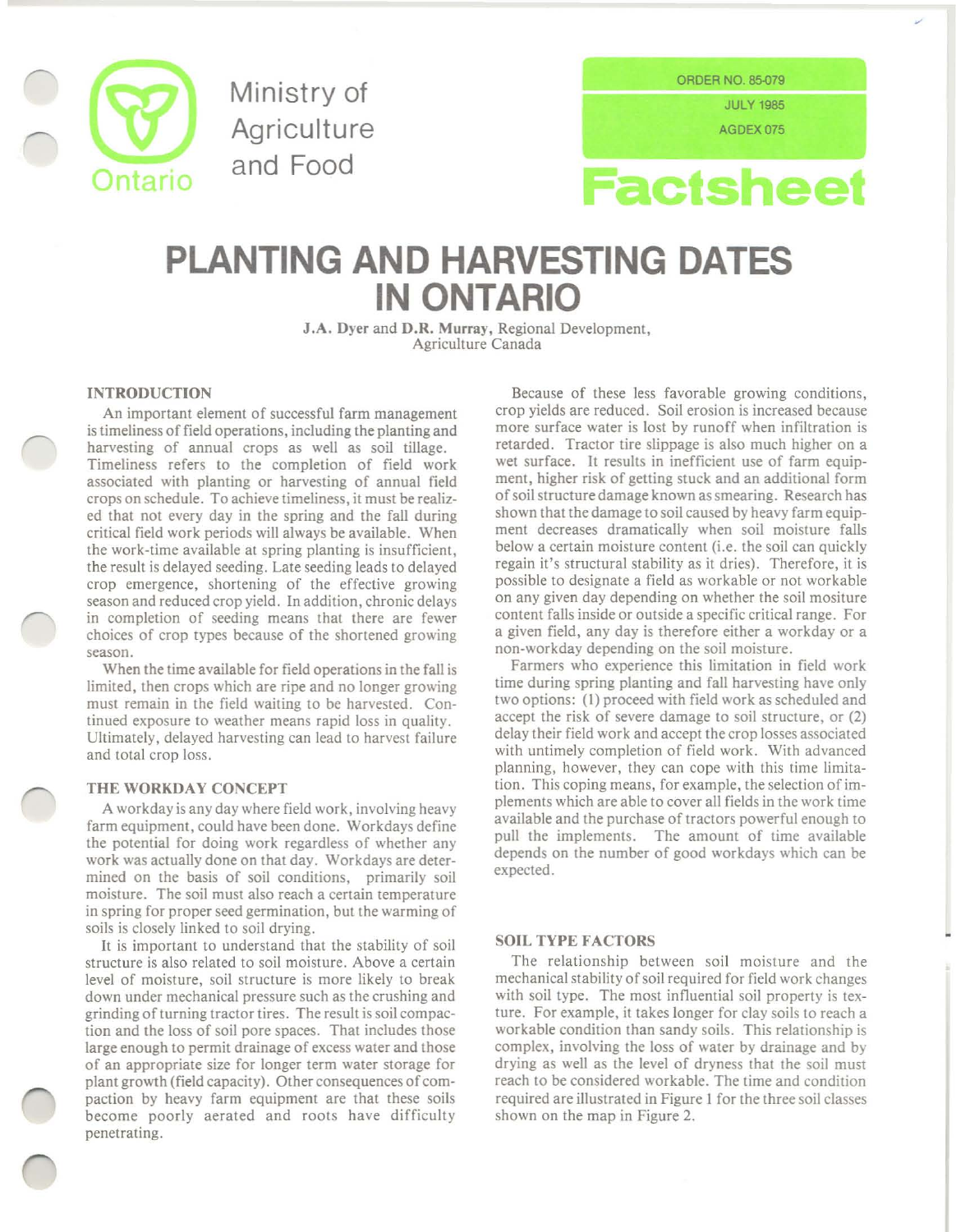Ministry of Agriculture and Food

Ontario

ORDER NO. 85-079

JULY 1985

AGDEX 075

Factsheet

# PLANTING AND HARVESTING DATES IN ONTARIO

**J.A. Dyer** and **D.R. Murray**, Regional Development, Agriculture Canada

## INTRODUCTION

An important element of successful farm management is timeliness of field operations, including the planting and harvesting of annual crops as well as soil tillage. Timeliness refers to the completion of field work associated with planting or harvesting of annual field crops on schedule. To achieve timeliness, it must be realized that not every day in the spring and the fall during critical field work periods will always be available. When the work-time available at spring planting is insufficient, the result is delayed seeding. Late seeding leads to delayed crop emergence, shortening of the effective growing season and reduced crop yield. In addition, chronic delays in completion of seeding means that there are fewer choices of crop types because of the shortened growing season.

When the time available for field operations in the fall is limited, then crops which are ripe and no longer growing must remain in the field waiting to be harvested. Continued exposure to weather means rapid loss in quality. Ultimately, delayed harvesting can lead to harvest failure and total crop loss.

## THE WORKDAY CONCEPT

A workday is any day where field work, involving heavy farm equipment, could have been done. Workdays define the potential for doing work regardless of whether any work was actually done on that day. Workdays are determined on the basis of soil conditions, primarily soil moisture. The soil must also reach a certain temperature in spring for proper seed germination, but the warming of soils is closely linked to soil drying.

It is important to understand that the stability of soil structure is also related to soil moisture. Above a certain level of moisture, soil structure is more likely to break down under mechanical pressure such as the crushing and grinding of turning tractor tires. The result is soil compaction and the loss of soil pore spaces. That includes those large enough to permit drainage of excess water and those of an appropriate size for longer term water storage for plant growth (field capacity). Other consequences of compaction by heavy farm equipment are that these soils become poorly aerated and roots have difficulty penetrating.

Because of these less favorable growing conditions, crop yields are reduced. Soil erosion is increased because more surface water is lost by runoff when infiltration is retarded. Tractor tire slippage is also much higher on a wet surface. It results in inefficient use of farm equipment, higher risk of getting stuck and an additional form of soil structure damage known as smearing. Research has shown that the damage to soil caused by heavy farm equipment decreases dramatically when soil moisture falls below a certain moisture content (i.e. the soil can quickly regain it's structural stability as it dries). Therefore, it is possible to designate a field as workable or not workable on any given day depending on whether the soil mositure content falls inside or outside a specific critical range. For a given field, any day is therefore either a workday or a non-workday depending on the soil moisture.

Farmers who experience this limitation in field work time during spring planting and fall harvesting have only two options: (1) proceed with field work as scheduled and accept the risk of severe damage to soil structure, or (2) delay their field work and accept the crop losses associated with untimely completion of field work. With advanced planning, however, they can cope with this time limitation. This coping means, for example, the selection of implements which are able to cover all fields in the work time available and the purchase of tractors powerful enough to pull the implements. The amount of time available depends on the number of good workdays which can be expected.

## SOIL TYPE FACTORS

The relationship between soil moisture and the mechanical stability of soil required for field work changes with soil type. The most influential soil property is texture. For example, it takes longer for clay soils to reach a workable condition than sandy soils. This relationship is complex, involving the loss of water by drainage and by drying as well as the level of dryness that the soil must reach to be considered workable. The time and condition required are illustrated in Figure 1 for the three soil classes shown on the map in Figure 2.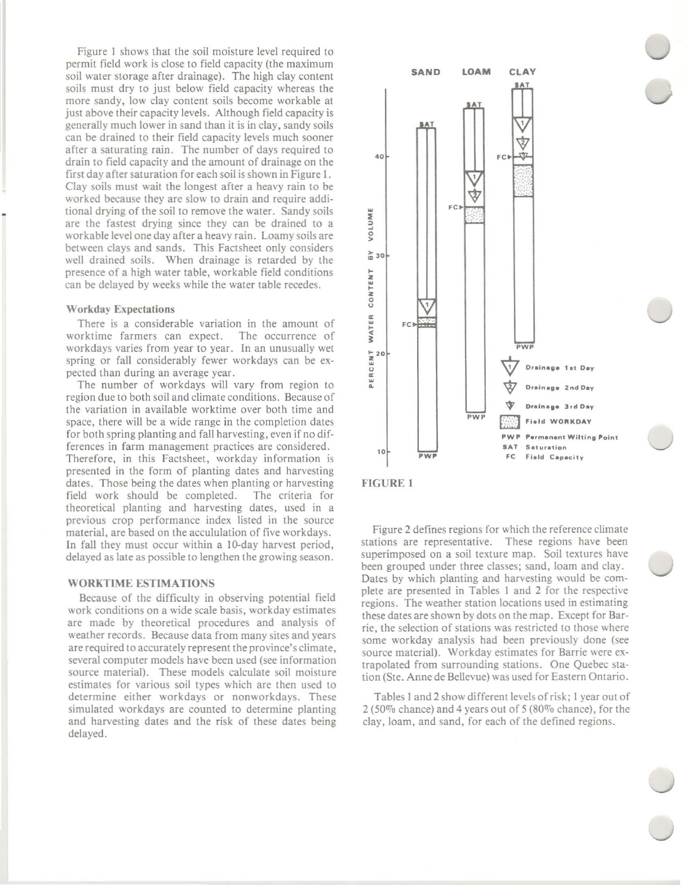Figure 1 shows that the soil moisture level required to permit field work is close to field capacity (the maximum soil water storage after drainage). The high clay content soils must dry to just below field capacity whereas the more sandy, low clay content soils become workable at just above their capacity levels. Although field capacity is generally much lower in sand than it is in clay, sandy soils can be drained to their field capacity levels much sooner after a saturating rain. The number of days required to drain to field capacity and the amount of drainage on the first day after saturation for each soil is shown in Figure 1. Clay soils must wait the longest after a heavy rain to be worked because they are slow to drain and require additional drying of the soil to remove the water. Sandy soils are the fastest drying since they can be drained to a workable level one day after a heavy rain. Loamy soils are between clays and sands. This Factsheet only considers well drained soils. When drainage is retarded by the presence of a high water table, workable field conditions can be delayed by weeks while the water table recedes.

### Workday Expectations

There is a considerable variation in the amount of worktime farmers can expect. The occurrence of workdays varies from year to year. In an unusually wet spring or fall considerably fewer workdays can be expected than during an average year.

The number of workdays will vary from region to region due to both soil and climate conditions. Because of the variation in available worktime over both time and space, there will be a wide range in the completion dates for both spring planting and fall harvesting, even if no differences in farm management practices are considered. Therefore, in this Factsheet, workday information is presented in the form of planting dates and harvesting dates. Those being the dates when planting or harvesting field work should be completed. The criteria for theoretical planting and harvesting dates, used in a previous crop performance index listed in the source material, are based on the accululation of five workdays. In fall they must occur within a 10-day harvest period, delayed as late as possible to lengthen the growing season.

## WORKTIME ESTIMATIONS

Because of the difficulty in observing potential field work conditions on a wide scale basis, workday estimates are made by theoretical procedures and analysis of weather records. Because data from many sites and years are required to accurately represent the province's climate, several computer models have been used (see information source material). These models calculate soil moisture estimates for various soil types which are then used to determine either workdays or nonworkdays. These simulated workdays are counted to determine planting and harvesting dates and the risk of these dates being delayed.

FIGURE 1

Figure 2 defines regions for which the reference climate stations are representative. These regions have been superimposed on a soil texture map. Soil textures have been grouped under three classes; sand, loam and clay. Dates by which planting and harvesting would be complete are presented in Tables 1 and 2 for the respective regions. The weather station locations used in estimating these dates are shown by dots on the map. Except for Barrie, the selection of stations was restricted to those where some workday analysis had been previously done (see source material). Workday estimates for Barrie were extrapolated from surrounding stations. One Quebec station (Ste. Anne de Bellevue) was used for Eastern Ontario.

Tables 1 and 2 show different levels of risk; 1 year out of 2 (50% chance) and 4 years out of 5 (80% chance), for the clay, loam, and sand, for each of the defined regions.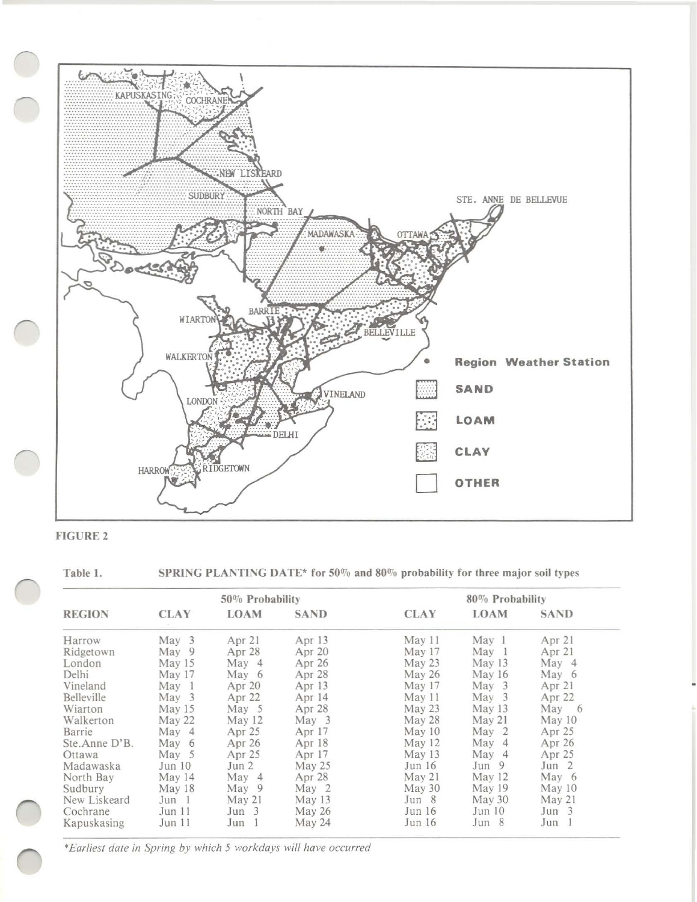FIGURE 2

Table 1. **SPRING PLANTING DATE\* for 50% and 80% probability for three major soil types**

| REGION | 50% Probability | | | 80% Probability | | |
|---|---|---|---|---|---|---|
| | CLAY | LOAM | SAND | CLAY | LOAM | SAND |
| Harrow | May 3 | Apr 21 | Apr 13 | May 11 | May 1 | Apr 21 |
| Ridgetown | May 9 | Apr 28 | Apr 20 | May 17 | May 1 | Apr 21 |
| London | May 15 | May 4 | Apr 26 | May 23 | May 13 | May 4 |
| Delhi | May 17 | May 6 | Apr 28 | May 26 | May 16 | May 6 |
| Vineland | May 1 | Apr 20 | Apr 13 | May 17 | May 3 | Apr 21 |
| Belleville | May 3 | Apr 22 | Apr 14 | May 11 | May 3 | Apr 22 |
| Wiarton | May 15 | May 5 | Apr 28 | May 23 | May 13 | May 6 |
| Walkerton | May 22 | May 12 | May 3 | May 28 | May 21 | May 10 |
| Barrie | May 4 | Apr 25 | Apr 17 | May 10 | May 2 | Apr 25 |
| Ste.Anne D'B. | May 6 | Apr 26 | Apr 18 | May 12 | May 4 | Apr 26 |
| Ottawa | May 5 | Apr 25 | Apr 17 | May 13 | May 4 | Apr 25 |
| Madawaska | Jun 10 | Jun 2 | May 25 | Jun 16 | Jun 9 | Jun 2 |
| North Bay | May 14 | May 4 | Apr 28 | May 21 | May 12 | May 6 |
| Sudbury | May 18 | May 9 | May 2 | May 30 | May 19 | May 10 |
| New Liskeard | Jun 1 | May 21 | May 13 | Jun 8 | May 30 | May 21 |
| Cochrane | Jun 11 | Jun 3 | May 26 | Jun 16 | Jun 10 | Jun 3 |
| Kapuskasing | Jun 11 | Jun 1 | May 24 | Jun 16 | Jun 8 | Jun 1 |

*\*Earliest date in Spring by which 5 workdays will have occurred*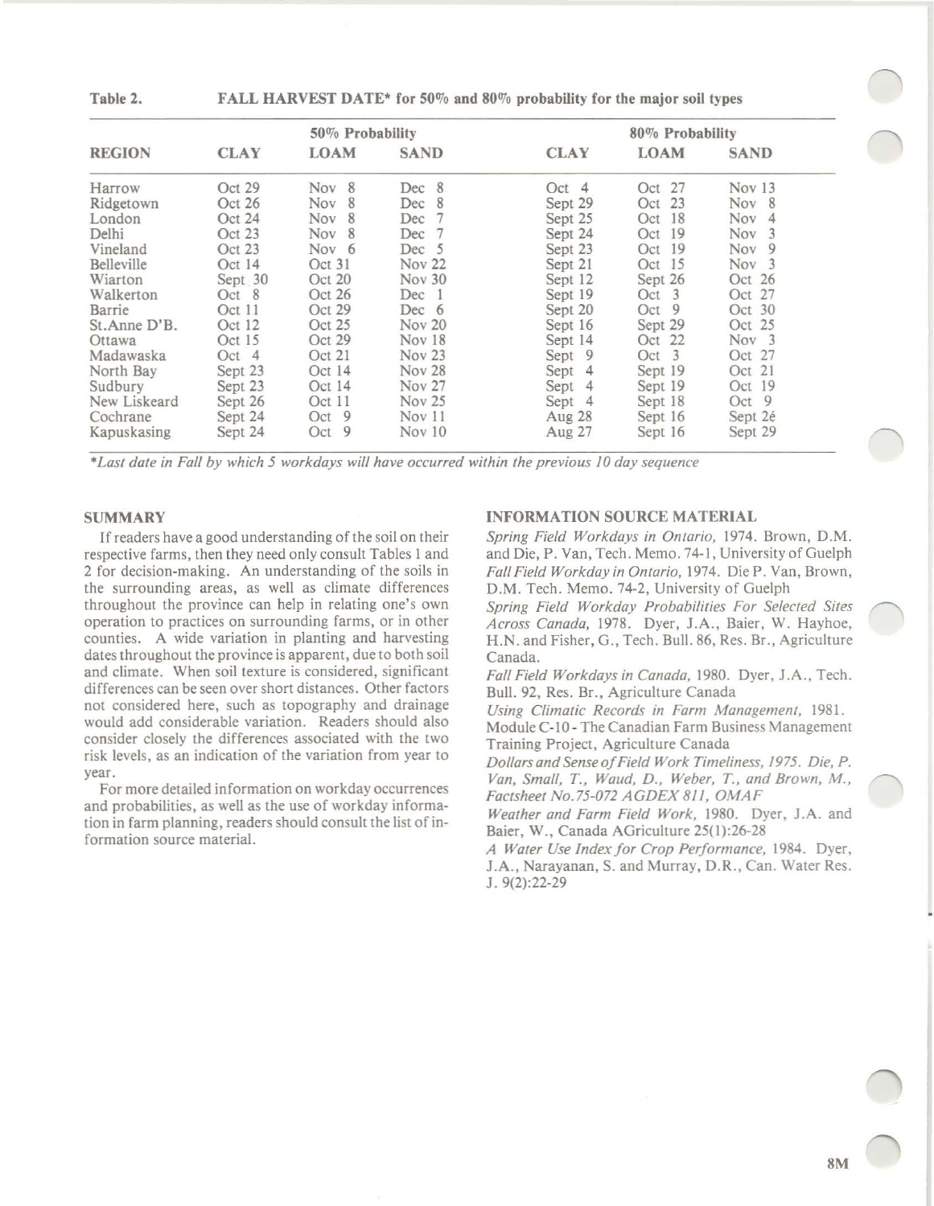Table 2. **FALL HARVEST DATE* for 50% and 80% probability for the major soil types**

| REGION | 50% Probability | | | 80% Probability | | |
|---|---|---|---|---|---|---|
| | CLAY | LOAM | SAND | CLAY | LOAM | SAND |
| Harrow | Oct 29 | Nov 8 | Dec 8 | Oct 4 | Oct 27 | Nov 13 |
| Ridgetown | Oct 26 | Nov 8 | Dec 8 | Sept 29 | Oct 23 | Nov 8 |
| London | Oct 24 | Nov 8 | Dec 7 | Sept 25 | Oct 18 | Nov 4 |
| Delhi | Oct 23 | Nov 8 | Dec 7 | Sept 24 | Oct 19 | Nov 3 |
| Vineland | Oct 23 | Nov 6 | Dec 5 | Sept 23 | Oct 19 | Nov 9 |
| Belleville | Oct 14 | Oct 31 | Nov 22 | Sept 21 | Oct 15 | Nov 3 |
| Wiarton | Sept 30 | Oct 20 | Nov 30 | Sept 12 | Sept 26 | Oct 26 |
| Walkerton | Oct 8 | Oct 26 | Dec 1 | Sept 19 | Oct 3 | Oct 27 |
| Barrie | Oct 11 | Oct 29 | Dec 6 | Sept 20 | Oct 9 | Oct 30 |
| St.Anne D'B. | Oct 12 | Oct 25 | Nov 20 | Sept 16 | Sept 29 | Oct 25 |
| Ottawa | Oct 15 | Oct 29 | Nov 18 | Sept 14 | Oct 22 | Nov 3 |
| Madawaska | Oct 4 | Oct 21 | Nov 23 | Sept 9 | Oct 3 | Oct 27 |
| North Bay | Sept 23 | Oct 14 | Nov 28 | Sept 4 | Sept 19 | Oct 21 |
| Sudbury | Sept 23 | Oct 14 | Nov 27 | Sept 4 | Sept 19 | Oct 19 |
| New Liskeard | Sept 26 | Oct 11 | Nov 25 | Sept 4 | Sept 18 | Oct 9 |
| Cochrane | Sept 24 | Oct 9 | Nov 11 | Aug 28 | Sept 16 | Sept 26 |
| Kapuskasing | Sept 24 | Oct 9 | Nov 10 | Aug 27 | Sept 16 | Sept 29 |

**Last date in Fall by which 5 workdays will have occurred within the previous 10 day sequence*

## SUMMARY

If readers have a good understanding of the soil on their respective farms, then they need only consult Tables 1 and 2 for decision-making. An understanding of the soils in the surrounding areas, as well as climate differences throughout the province can help in relating one's own operation to practices on surrounding farms, or in other counties. A wide variation in planting and harvesting dates throughout the province is apparent, due to both soil and climate. When soil texture is considered, significant differences can be seen over short distances. Other factors not considered here, such as topography and drainage would add considerable variation. Readers should also consider closely the differences associated with the two risk levels, as an indication of the variation from year to year.

For more detailed information on workday occurrences and probabilities, as well as the use of workday information in farm planning, readers should consult the list of information source material.

## INFORMATION SOURCE MATERIAL

*Spring Field Workdays in Ontario,* 1974. Brown, D.M. and Die, P. Van, Tech. Memo. 74-1, University of Guelph

*Fall Field Workday in Ontario,* 1974. Die P. Van, Brown, D.M. Tech. Memo. 74-2, University of Guelph

*Spring Field Workday Probabilities For Selected Sites Across Canada,* 1978. Dyer, J.A., Baier, W. Hayhoe, H.N. and Fisher, G., Tech. Bull. 86, Res. Br., Agriculture Canada.

*Fall Field Workdays in Canada,* 1980. Dyer, J.A., Tech. Bull. 92, Res. Br., Agriculture Canada

*Using Climatic Records in Farm Management,* 1981. Module C-10 - The Canadian Farm Business Management Training Project, Agriculture Canada

*Dollars and Sense of Field Work Timeliness, 1975. Die, P. Van, Small, T., Waud, D., Weber, T., and Brown, M., Factsheet No.75-072 AGDEX 811, OMAF*

*Weather and Farm Field Work,* 1980. Dyer, J.A. and Baier, W., Canada AGriculture 25(1):26-28

*A Water Use Index for Crop Performance,* 1984. Dyer, J.A., Narayanan, S. and Murray, D.R., Can. Water Res. J. 9(2):22-29